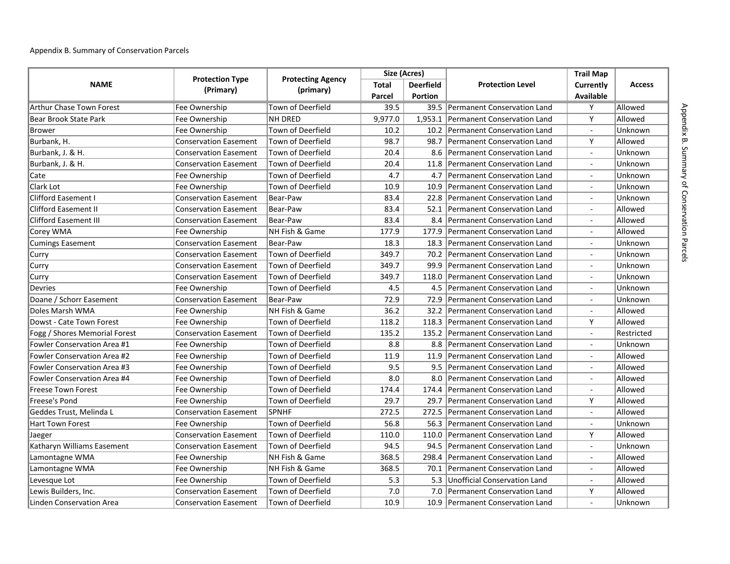Appendix B. Summary of Conservation Parcels

| NAME | Protection Type (Primary) | Protecting Agency (primary) | Size (Acres) | | Protection Level | Trail Map Currently Available | Access |
|---|---|---|---|---|---|---|---|
| | | | Total Parcel | Deerfield Portion | | | |
| Arthur Chase Town Forest | Fee Ownership | Town of Deerfield | 39.5 | 39.5 | Permanent Conservation Land | Y | Allowed |
| Bear Brook State Park | Fee Ownership | NH DRED | 9,977.0 | 1,953.1 | Permanent Conservation Land | Y | Allowed |
| Brower | Fee Ownership | Town of Deerfield | 10.2 | 10.2 | Permanent Conservation Land | - | Unknown |
| Burbank, H. | Conservation Easement | Town of Deerfield | 98.7 | 98.7 | Permanent Conservation Land | Y | Allowed |
| Burbank, J. & H. | Conservation Easement | Town of Deerfield | 20.4 | 8.6 | Permanent Conservation Land | - | Unknown |
| Burbank, J. & H. | Conservation Easement | Town of Deerfield | 20.4 | 11.8 | Permanent Conservation Land | - | Unknown |
| Cate | Fee Ownership | Town of Deerfield | 4.7 | 4.7 | Permanent Conservation Land | - | Unknown |
| Clark Lot | Fee Ownership | Town of Deerfield | 10.9 | 10.9 | Permanent Conservation Land | - | Unknown |
| Clifford Easement I | Conservation Easement | Bear-Paw | 83.4 | 22.8 | Permanent Conservation Land | - | Unknown |
| Clifford Easement II | Conservation Easement | Bear-Paw | 83.4 | 52.1 | Permanent Conservation Land | - | Allowed |
| Clifford Easement III | Conservation Easement | Bear-Paw | 83.4 | 8.4 | Permanent Conservation Land | - | Allowed |
| Corey WMA | Fee Ownership | NH Fish & Game | 177.9 | 177.9 | Permanent Conservation Land | - | Allowed |
| Cumings Easement | Conservation Easement | Bear-Paw | 18.3 | 18.3 | Permanent Conservation Land | - | Unknown |
| Curry | Conservation Easement | Town of Deerfield | 349.7 | 70.2 | Permanent Conservation Land | - | Unknown |
| Curry | Conservation Easement | Town of Deerfield | 349.7 | 99.9 | Permanent Conservation Land | - | Unknown |
| Curry | Conservation Easement | Town of Deerfield | 349.7 | 118.0 | Permanent Conservation Land | - | Unknown |
| Devries | Fee Ownership | Town of Deerfield | 4.5 | 4.5 | Permanent Conservation Land | - | Unknown |
| Doane / Schorr Easement | Conservation Easement | Bear-Paw | 72.9 | 72.9 | Permanent Conservation Land | - | Unknown |
| Doles Marsh WMA | Fee Ownership | NH Fish & Game | 36.2 | 32.2 | Permanent Conservation Land | - | Allowed |
| Dowst - Cate Town Forest | Fee Ownership | Town of Deerfield | 118.2 | 118.3 | Permanent Conservation Land | Y | Allowed |
| Fogg / Shores Memorial Forest | Conservation Easement | Town of Deerfield | 135.2 | 135.2 | Permanent Conservation Land | - | Restricted |
| Fowler Conservation Area #1 | Fee Ownership | Town of Deerfield | 8.8 | 8.8 | Permanent Conservation Land | - | Unknown |
| Fowler Conservation Area #2 | Fee Ownership | Town of Deerfield | 11.9 | 11.9 | Permanent Conservation Land | - | Allowed |
| Fowler Conservation Area #3 | Fee Ownership | Town of Deerfield | 9.5 | 9.5 | Permanent Conservation Land | - | Allowed |
| Fowler Conservation Area #4 | Fee Ownership | Town of Deerfield | 8.0 | 8.0 | Permanent Conservation Land | - | Allowed |
| Freese Town Forest | Fee Ownership | Town of Deerfield | 174.4 | 174.4 | Permanent Conservation Land | - | Allowed |
| Freese's Pond | Fee Ownership | Town of Deerfield | 29.7 | 29.7 | Permanent Conservation Land | Y | Allowed |
| Geddes Trust, Melinda L | Conservation Easement | SPNHF | 272.5 | 272.5 | Permanent Conservation Land | - | Allowed |
| Hart Town Forest | Fee Ownership | Town of Deerfield | 56.8 | 56.3 | Permanent Conservation Land | - | Unknown |
| Jaeger | Conservation Easement | Town of Deerfield | 110.0 | 110.0 | Permanent Conservation Land | Y | Allowed |
| Katharyn Williams Easement | Conservation Easement | Town of Deerfield | 94.5 | 94.5 | Permanent Conservation Land | - | Unknown |
| Lamontagne WMA | Fee Ownership | NH Fish & Game | 368.5 | 298.4 | Permanent Conservation Land | - | Allowed |
| Lamontagne WMA | Fee Ownership | NH Fish & Game | 368.5 | 70.1 | Permanent Conservation Land | - | Allowed |
| Levesque Lot | Fee Ownership | Town of Deerfield | 5.3 | 5.3 | Unofficial Conservation Land | - | Allowed |
| Lewis Builders, Inc. | Conservation Easement | Town of Deerfield | 7.0 | 7.0 | Permanent Conservation Land | Y | Allowed |
| Linden Conservation Area | Conservation Easement | Town of Deerfield | 10.9 | 10.9 | Permanent Conservation Land | - | Unknown |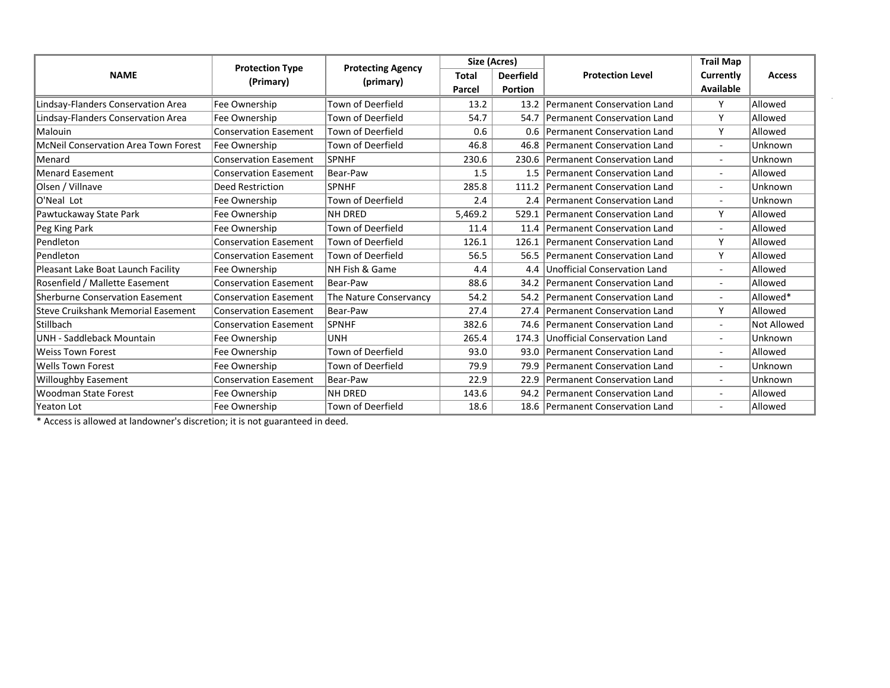| NAME | Protection Type (Primary) | Protecting Agency (primary) | Size (Acres) | | Protection Level | Trail Map Currently Available | Access |
|---|---|---|---|---|---|---|---|
| | | | Total Parcel | Deerfield Portion | | | |
| Lindsay-Flanders Conservation Area | Fee Ownership | Town of Deerfield | 13.2 | 13.2 | Permanent Conservation Land | Y | Allowed |
| Lindsay-Flanders Conservation Area | Fee Ownership | Town of Deerfield | 54.7 | 54.7 | Permanent Conservation Land | Y | Allowed |
| Malouin | Conservation Easement | Town of Deerfield | 0.6 | 0.6 | Permanent Conservation Land | Y | Allowed |
| McNeil Conservation Area Town Forest | Fee Ownership | Town of Deerfield | 46.8 | 46.8 | Permanent Conservation Land | - | Unknown |
| Menard | Conservation Easement | SPNHF | 230.6 | 230.6 | Permanent Conservation Land | - | Unknown |
| Menard Easement | Conservation Easement | Bear-Paw | 1.5 | 1.5 | Permanent Conservation Land | - | Allowed |
| Olsen / Villnave | Deed Restriction | SPNHF | 285.8 | 111.2 | Permanent Conservation Land | - | Unknown |
| O'Neal Lot | Fee Ownership | Town of Deerfield | 2.4 | 2.4 | Permanent Conservation Land | - | Unknown |
| Pawtuckaway State Park | Fee Ownership | NH DRED | 5,469.2 | 529.1 | Permanent Conservation Land | Y | Allowed |
| Peg King Park | Fee Ownership | Town of Deerfield | 11.4 | 11.4 | Permanent Conservation Land | - | Allowed |
| Pendleton | Conservation Easement | Town of Deerfield | 126.1 | 126.1 | Permanent Conservation Land | Y | Allowed |
| Pendleton | Conservation Easement | Town of Deerfield | 56.5 | 56.5 | Permanent Conservation Land | Y | Allowed |
| Pleasant Lake Boat Launch Facility | Fee Ownership | NH Fish & Game | 4.4 | 4.4 | Unofficial Conservation Land | - | Allowed |
| Rosenfield / Mallette Easement | Conservation Easement | Bear-Paw | 88.6 | 34.2 | Permanent Conservation Land | - | Allowed |
| Sherburne Conservation Easement | Conservation Easement | The Nature Conservancy | 54.2 | 54.2 | Permanent Conservation Land | - | Allowed* |
| Steve Cruikshank Memorial Easement | Conservation Easement | Bear-Paw | 27.4 | 27.4 | Permanent Conservation Land | Y | Allowed |
| Stillbach | Conservation Easement | SPNHF | 382.6 | 74.6 | Permanent Conservation Land | - | Not Allowed |
| UNH - Saddleback Mountain | Fee Ownership | UNH | 265.4 | 174.3 | Unofficial Conservation Land | - | Unknown |
| Weiss Town Forest | Fee Ownership | Town of Deerfield | 93.0 | 93.0 | Permanent Conservation Land | - | Allowed |
| Wells Town Forest | Fee Ownership | Town of Deerfield | 79.9 | 79.9 | Permanent Conservation Land | - | Unknown |
| Willoughby Easement | Conservation Easement | Bear-Paw | 22.9 | 22.9 | Permanent Conservation Land | - | Unknown |
| Woodman State Forest | Fee Ownership | NH DRED | 143.6 | 94.2 | Permanent Conservation Land | - | Allowed |
| Yeaton Lot | Fee Ownership | Town of Deerfield | 18.6 | 18.6 | Permanent Conservation Land | - | Allowed |

* Access is allowed at landowner's discretion; it is not guaranteed in deed.